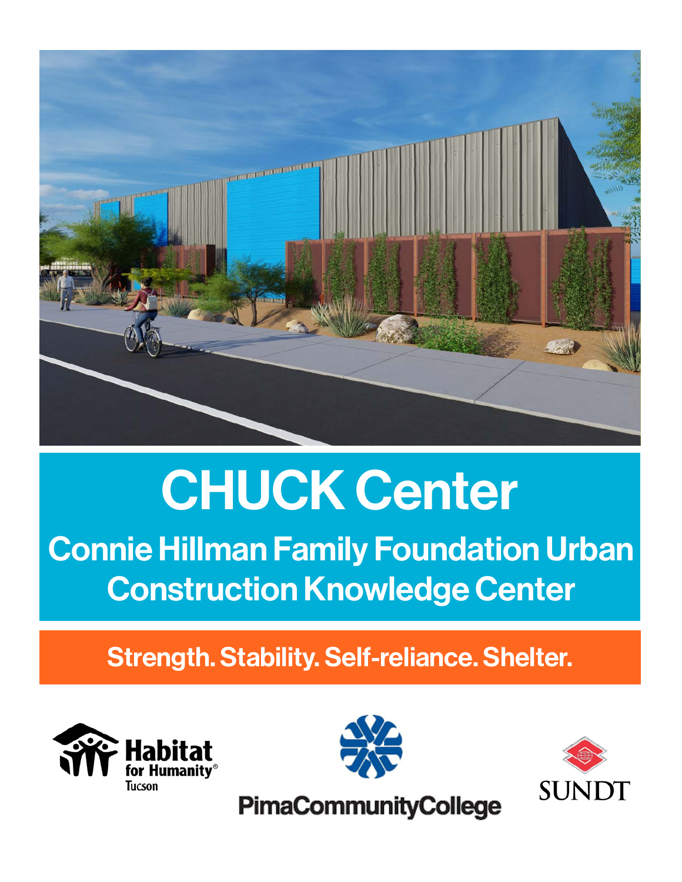# CHUCK Center

## Connie Hillman Family Foundation Urban Construction Knowledge Center

**Strength. Stability. Self-reliance. Shelter.**

Habitat for Humanity® Tucson

PimaCommunityCollege

SUNDT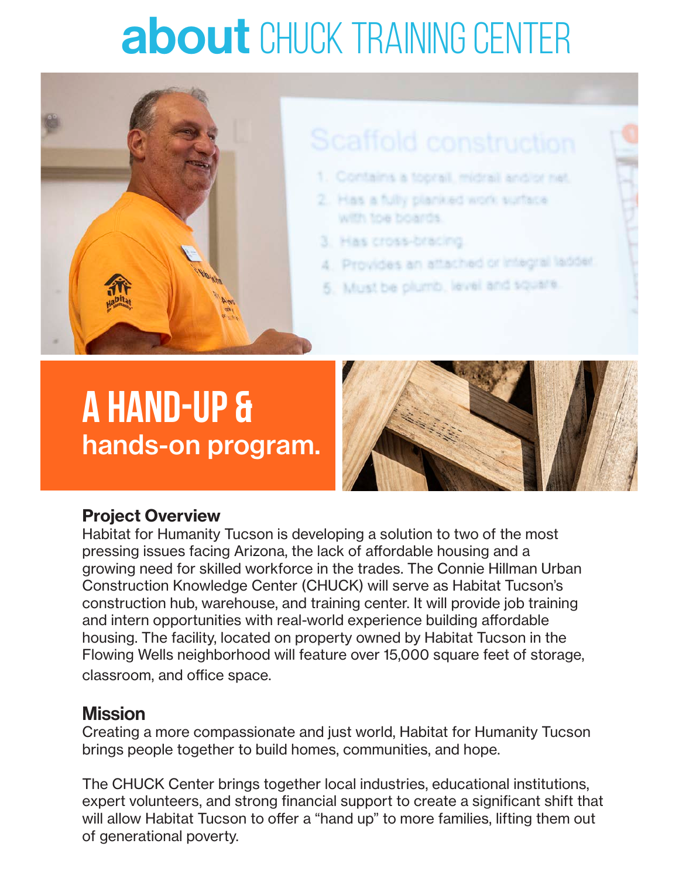# about CHUCK TRAINING CENTER

## A HAND-UP & hands-on program.

### Project Overview

Habitat for Humanity Tucson is developing a solution to two of the most pressing issues facing Arizona, the lack of affordable housing and a growing need for skilled workforce in the trades. The Connie Hillman Urban Construction Knowledge Center (CHUCK) will serve as Habitat Tucson's construction hub, warehouse, and training center. It will provide job training and intern opportunities with real-world experience building affordable housing. The facility, located on property owned by Habitat Tucson in the Flowing Wells neighborhood will feature over 15,000 square feet of storage, classroom, and office space.

### Mission

Creating a more compassionate and just world, Habitat for Humanity Tucson brings people together to build homes, communities, and hope.

The CHUCK Center brings together local industries, educational institutions, expert volunteers, and strong financial support to create a significant shift that will allow Habitat Tucson to offer a "hand up" to more families, lifting them out of generational poverty.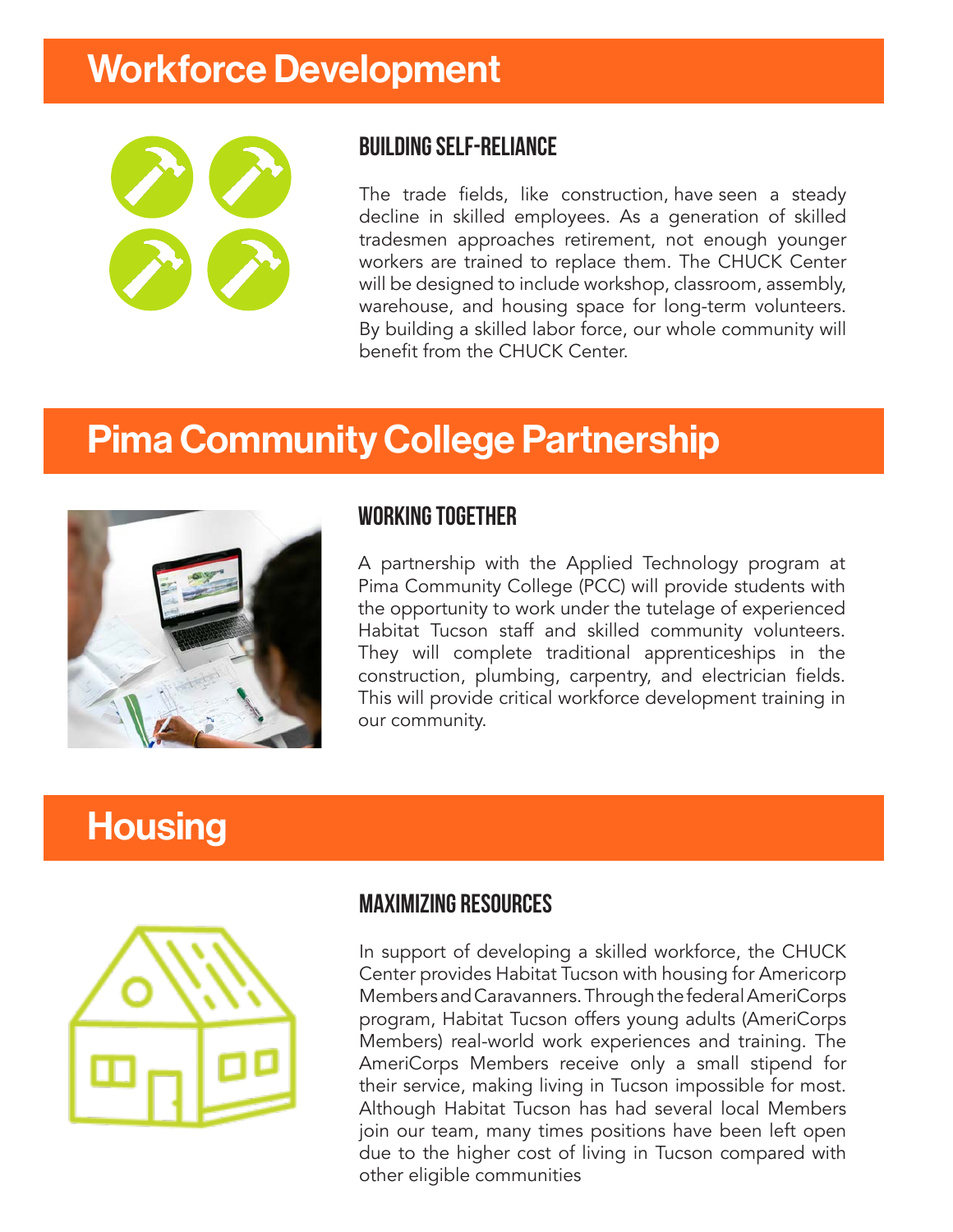# Workforce Development

### BUILDING SELF-RELIANCE

The trade fields, like construction, have seen a steady decline in skilled employees. As a generation of skilled tradesmen approaches retirement, not enough younger workers are trained to replace them. The CHUCK Center will be designed to include workshop, classroom, assembly, warehouse, and housing space for long-term volunteers. By building a skilled labor force, our whole community will benefit from the CHUCK Center.

# Pima Community College Partnership

### WORKING TOGETHER

A partnership with the Applied Technology program at Pima Community College (PCC) will provide students with the opportunity to work under the tutelage of experienced Habitat Tucson staff and skilled community volunteers. They will complete traditional apprenticeships in the construction, plumbing, carpentry, and electrician fields. This will provide critical workforce development training in our community.

# Housing

### MAXIMIZING RESOURCES

In support of developing a skilled workforce, the CHUCK Center provides Habitat Tucson with housing for Americorp Members and Caravanners. Through the federal AmeriCorps program, Habitat Tucson offers young adults (AmeriCorps Members) real-world work experiences and training. The AmeriCorps Members receive only a small stipend for their service, making living in Tucson impossible for most. Although Habitat Tucson has had several local Members join our team, many times positions have been left open due to the higher cost of living in Tucson compared with other eligible communities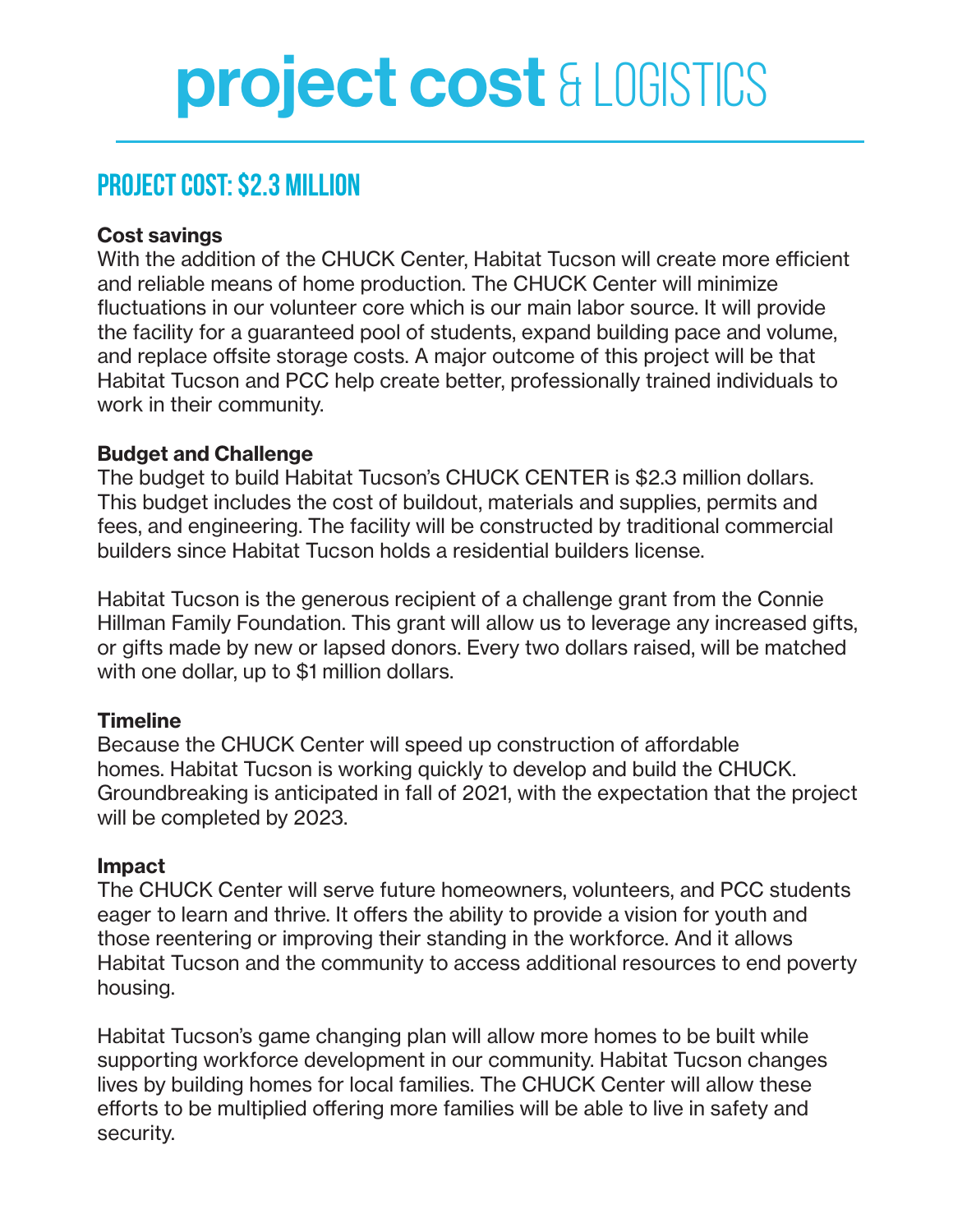# project cost & LOGISTICS

## PROJECT COST: $2.3 MILLION

**Cost savings**
With the addition of the CHUCK Center, Habitat Tucson will create more efficient and reliable means of home production. The CHUCK Center will minimize fluctuations in our volunteer core which is our main labor source. It will provide the facility for a guaranteed pool of students, expand building pace and volume, and replace offsite storage costs. A major outcome of this project will be that Habitat Tucson and PCC help create better, professionally trained individuals to work in their community.

**Budget and Challenge**
The budget to build Habitat Tucson's CHUCK CENTER is $2.3 million dollars. This budget includes the cost of buildout, materials and supplies, permits and fees, and engineering. The facility will be constructed by traditional commercial builders since Habitat Tucson holds a residential builders license.

Habitat Tucson is the generous recipient of a challenge grant from the Connie Hillman Family Foundation. This grant will allow us to leverage any increased gifts, or gifts made by new or lapsed donors. Every two dollars raised, will be matched with one dollar, up to $1 million dollars.

**Timeline**
Because the CHUCK Center will speed up construction of affordable homes. Habitat Tucson is working quickly to develop and build the CHUCK. Groundbreaking is anticipated in fall of 2021, with the expectation that the project will be completed by 2023.

**Impact**
The CHUCK Center will serve future homeowners, volunteers, and PCC students eager to learn and thrive. It offers the ability to provide a vision for youth and those reentering or improving their standing in the workforce. And it allows Habitat Tucson and the community to access additional resources to end poverty housing.

Habitat Tucson's game changing plan will allow more homes to be built while supporting workforce development in our community. Habitat Tucson changes lives by building homes for local families. The CHUCK Center will allow these efforts to be multiplied offering more families will be able to live in safety and security.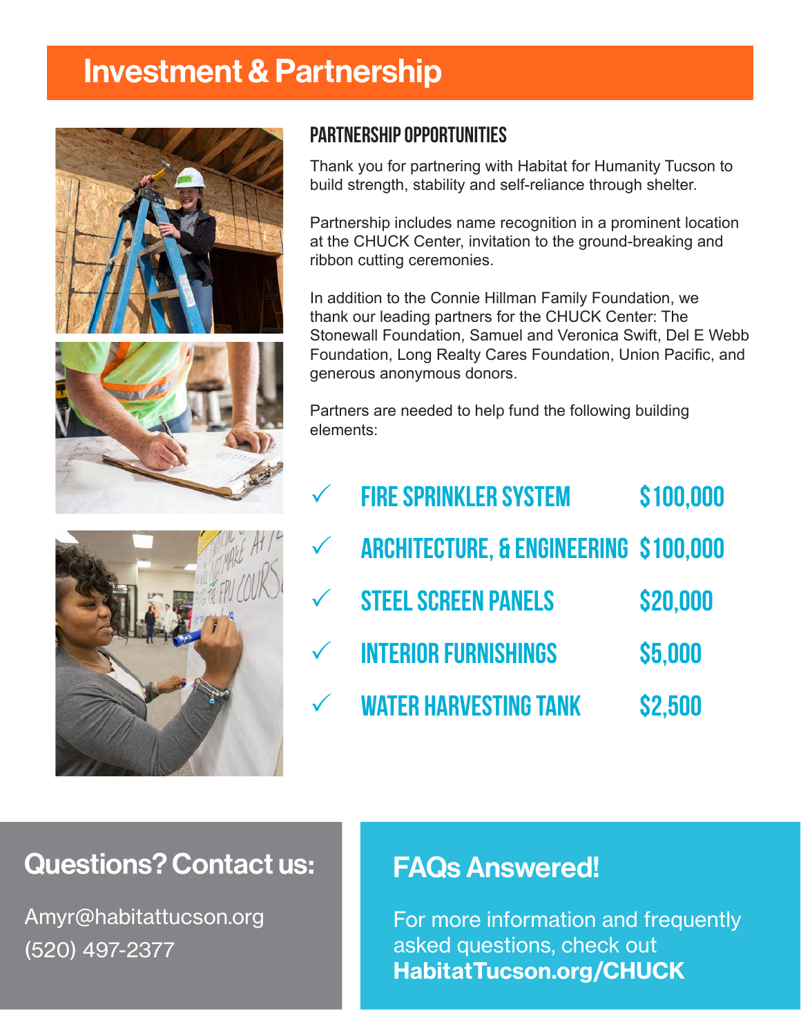# Investment & Partnership

## PARTNERSHIP OPPORTUNITIES

Thank you for partnering with Habitat for Humanity Tucson to build strength, stability and self-reliance through shelter.

Partnership includes name recognition in a prominent location at the CHUCK Center, invitation to the ground-breaking and ribbon cutting ceremonies.

In addition to the Connie Hillman Family Foundation, we thank our leading partners for the CHUCK Center: The Stonewall Foundation, Samuel and Veronica Swift, Del E Webb Foundation, Long Realty Cares Foundation, Union Pacific, and generous anonymous donors.

Partners are needed to help fund the following building elements:

| | | |
|---|---|---|
| ✓ | FIRE SPRINKLER SYSTEM | $100,000 |
| ✓ | ARCHITECTURE, & ENGINEERING | $100,000 |
| ✓ | STEEL SCREEN PANELS | $20,000 |
| ✓ | INTERIOR FURNISHINGS | $5,000 |
| ✓ | WATER HARVESTING TANK | $2,500 |

## Questions? Contact us:

Amyr@habitattucson.org
(520) 497-2377

## FAQs Answered!

For more information and frequently asked questions, check out **HabitatTucson.org/CHUCK**